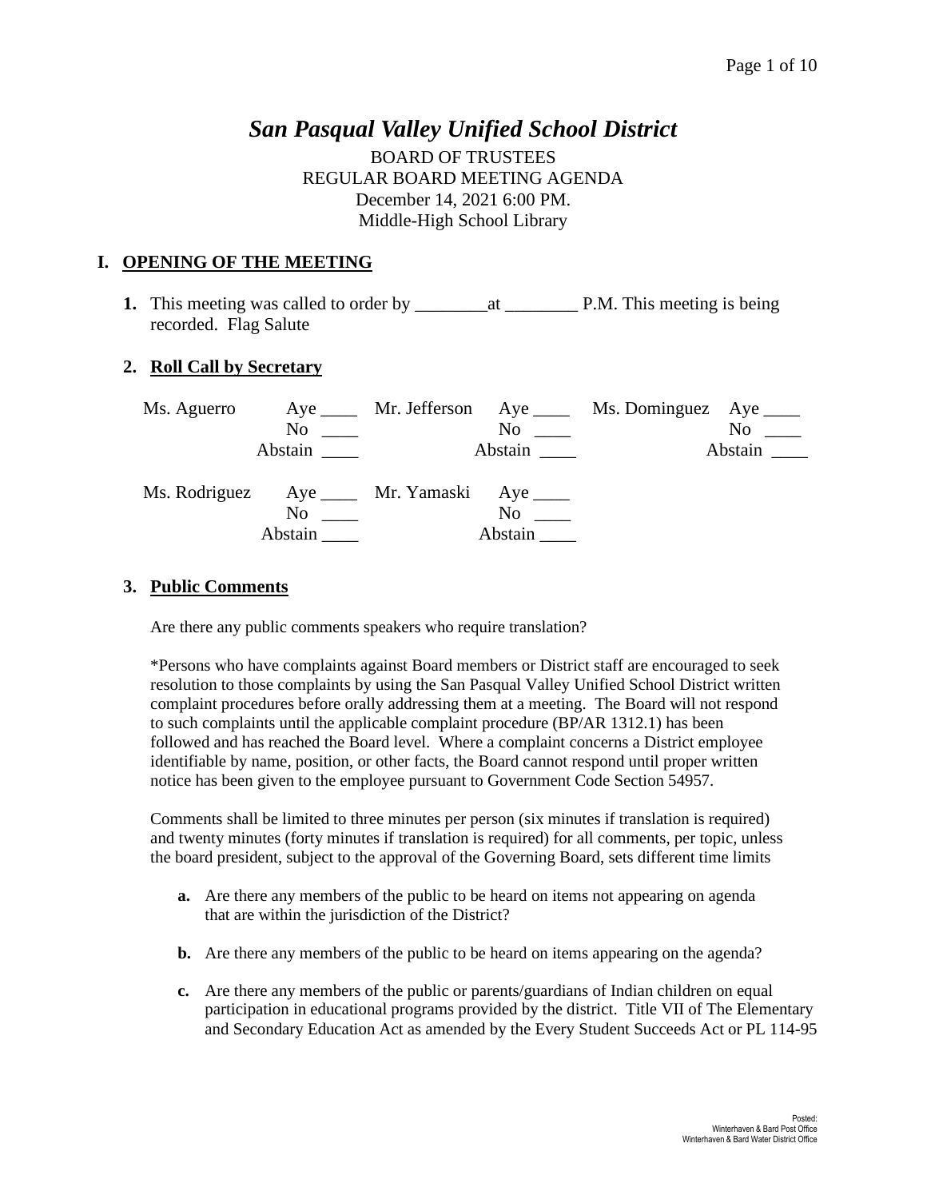# *San Pasqual Valley Unified School District*

BOARD OF TRUSTEES
REGULAR BOARD MEETING AGENDA
December 14, 2021 6:00 PM.
Middle-High School Library

## I. OPENING OF THE MEETING

**1.** This meeting was called to order by ________at ________ P.M. This meeting is being recorded. Flag Salute

**2. Roll Call by Secretary**

| | | | | | |
|---|---|---|---|---|---|
| Ms. Aguerro | Aye ____ <br> No ____ <br> Abstain ____ | Mr. Jefferson | Aye ____ <br> No ____ <br> Abstain ____ | Ms. Dominguez | Aye ____ <br> No ____ <br> Abstain ____ |
| Ms. Rodriguez | Aye ____ <br> No ____ <br> Abstain ____ | Mr. Yamaski | Aye ____ <br> No ____ <br> Abstain ____ | | |

**3. Public Comments**

Are there any public comments speakers who require translation?

*Persons who have complaints against Board members or District staff are encouraged to seek resolution to those complaints by using the San Pasqual Valley Unified School District written complaint procedures before orally addressing them at a meeting. The Board will not respond to such complaints until the applicable complaint procedure (BP/AR 1312.1) has been followed and has reached the Board level. Where a complaint concerns a District employee identifiable by name, position, or other facts, the Board cannot respond until proper written notice has been given to the employee pursuant to Government Code Section 54957.

Comments shall be limited to three minutes per person (six minutes if translation is required) and twenty minutes (forty minutes if translation is required) for all comments, per topic, unless the board president, subject to the approval of the Governing Board, sets different time limits

**a.** Are there any members of the public to be heard on items not appearing on agenda that are within the jurisdiction of the District?

**b.** Are there any members of the public to be heard on items appearing on the agenda?

**c.** Are there any members of the public or parents/guardians of Indian children on equal participation in educational programs provided by the district. Title VII of The Elementary and Secondary Education Act as amended by the Every Student Succeeds Act or PL 114-95

Posted:
Winterhaven & Bard Post Office
Winterhaven & Bard Water District Office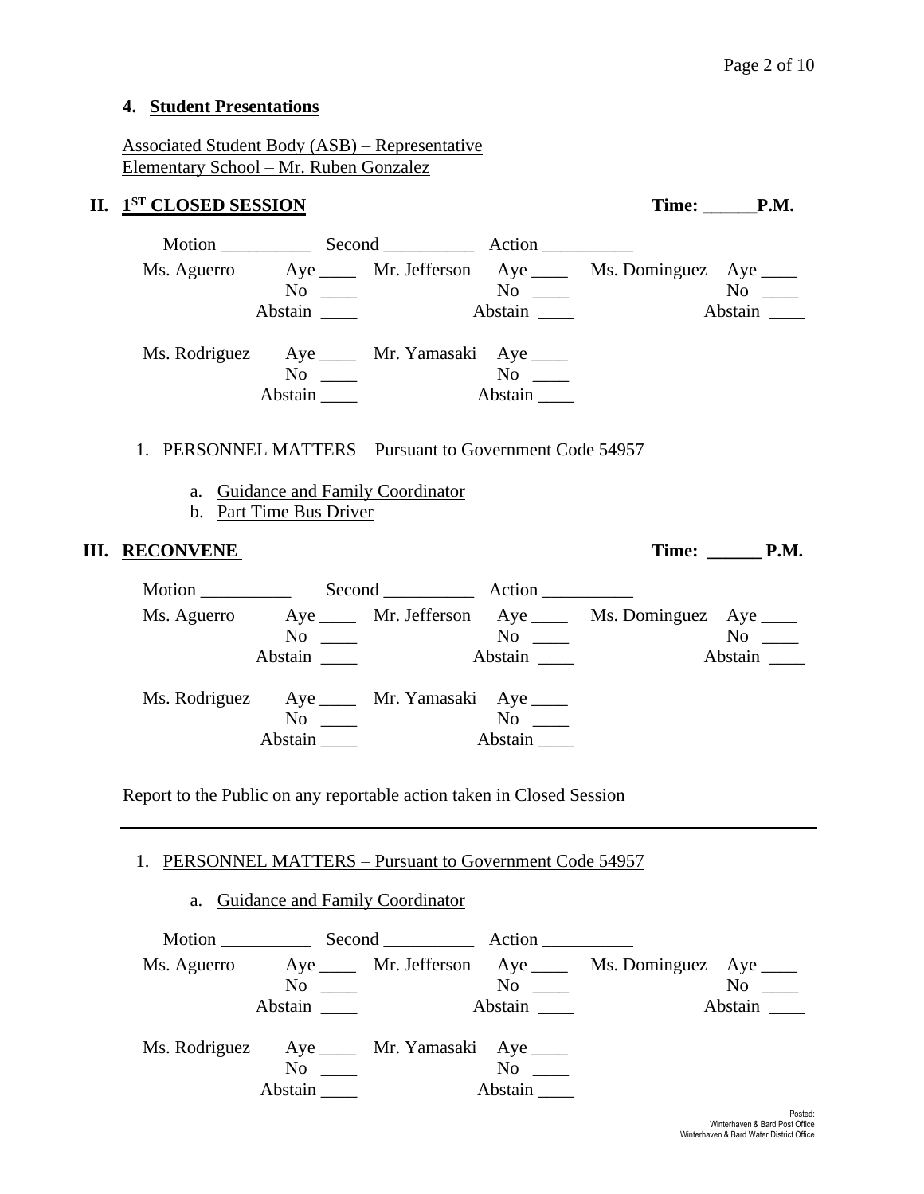**4. Student Presentations**

Associated Student Body (ASB) – Representative
Elementary School – Mr. Ruben Gonzalez

## II. 1ST CLOSED SESSION

**Time: ______P.M.**

Motion __________ Second __________ Action __________

| | | | | | |
|---|---|---|---|---|---|
| Ms. Aguerro | Aye ____ | Mr. Jefferson | Aye ____ | Ms. Dominguez | Aye ____ |
| | No ____ | | No ____ | | No ____ |
| | Abstain ____ | | Abstain ____ | | Abstain ____ |
| Ms. Rodriguez | Aye ____ | Mr. Yamasaki | Aye ____ | | |
| | No ____ | | No ____ | | |
| | Abstain ____ | | Abstain ____ | | |

1. PERSONNEL MATTERS – Pursuant to Government Code 54957

   a. Guidance and Family Coordinator
   b. Part Time Bus Driver

## III. RECONVENE

**Time: ______ P.M.**

Motion __________ Second __________ Action __________

| | | | | | |
|---|---|---|---|---|---|
| Ms. Aguerro | Aye ____ | Mr. Jefferson | Aye ____ | Ms. Dominguez | Aye ____ |
| | No ____ | | No ____ | | No ____ |
| | Abstain ____ | | Abstain ____ | | Abstain ____ |
| Ms. Rodriguez | Aye ____ | Mr. Yamasaki | Aye ____ | | |
| | No ____ | | No ____ | | |
| | Abstain ____ | | Abstain ____ | | |

Report to the Public on any reportable action taken in Closed Session

---

1. PERSONNEL MATTERS – Pursuant to Government Code 54957

   a. Guidance and Family Coordinator

Motion __________ Second __________ Action __________

| | | | | | |
|---|---|---|---|---|---|
| Ms. Aguerro | Aye ____ | Mr. Jefferson | Aye ____ | Ms. Dominguez | Aye ____ |
| | No ____ | | No ____ | | No ____ |
| | Abstain ____ | | Abstain ____ | | Abstain ____ |
| Ms. Rodriguez | Aye ____ | Mr. Yamasaki | Aye ____ | | |
| | No ____ | | No ____ | | |
| | Abstain ____ | | Abstain ____ | | |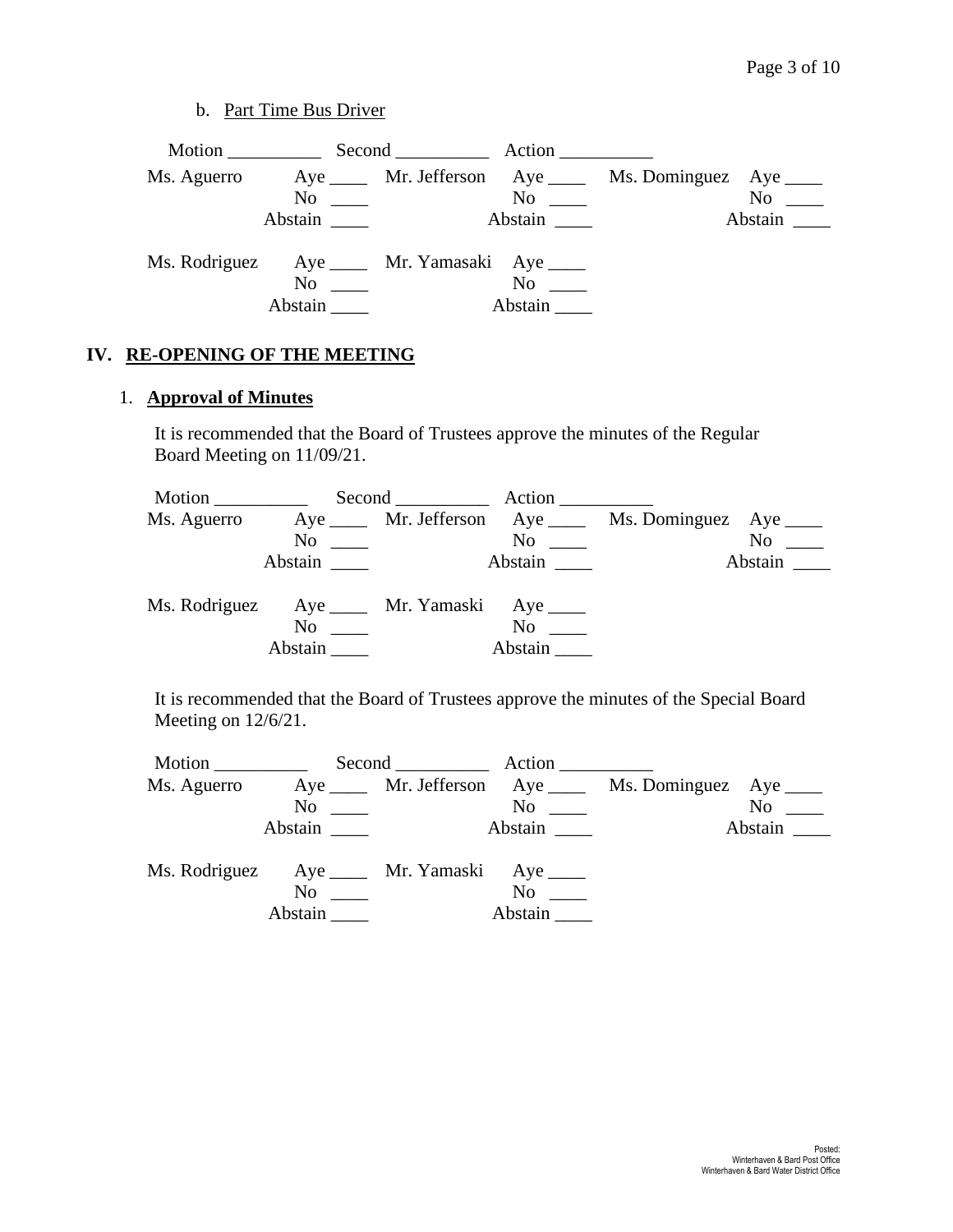b. <u>Part Time Bus Driver</u>

Motion __________ Second __________ Action __________

| | | | | | |
|---|---|---|---|---|---|
| Ms. Aguerro | Aye ____ | Mr. Jefferson | Aye ____ | Ms. Dominguez | Aye ____ |
| | No ____ | | No ____ | | No ____ |
| | Abstain ____ | | Abstain ____ | | Abstain ____ |
| Ms. Rodriguez | Aye ____ | Mr. Yamasaki | Aye ____ | | |
| | No ____ | | No ____ | | |
| | Abstain ____ | | Abstain ____ | | |

## IV. <u>RE-OPENING OF THE MEETING</u>

### 1. <u>Approval of Minutes</u>

It is recommended that the Board of Trustees approve the minutes of the Regular Board Meeting on 11/09/21.

Motion __________ Second __________ Action __________

| | | | | | |
|---|---|---|---|---|---|
| Ms. Aguerro | Aye ____ | Mr. Jefferson | Aye ____ | Ms. Dominguez | Aye ____ |
| | No ____ | | No ____ | | No ____ |
| | Abstain ____ | | Abstain ____ | | Abstain ____ |
| Ms. Rodriguez | Aye ____ | Mr. Yamaski | Aye ____ | | |
| | No ____ | | No ____ | | |
| | Abstain ____ | | Abstain ____ | | |

It is recommended that the Board of Trustees approve the minutes of the Special Board Meeting on 12/6/21.

Motion __________ Second __________ Action __________

| | | | | | |
|---|---|---|---|---|---|
| Ms. Aguerro | Aye ____ | Mr. Jefferson | Aye ____ | Ms. Dominguez | Aye ____ |
| | No ____ | | No ____ | | No ____ |
| | Abstain ____ | | Abstain ____ | | Abstain ____ |
| Ms. Rodriguez | Aye ____ | Mr. Yamaski | Aye ____ | | |
| | No ____ | | No ____ | | |
| | Abstain ____ | | Abstain ____ | | |

Posted:
Winterhaven & Bard Post Office
Winterhaven & Bard Water District Office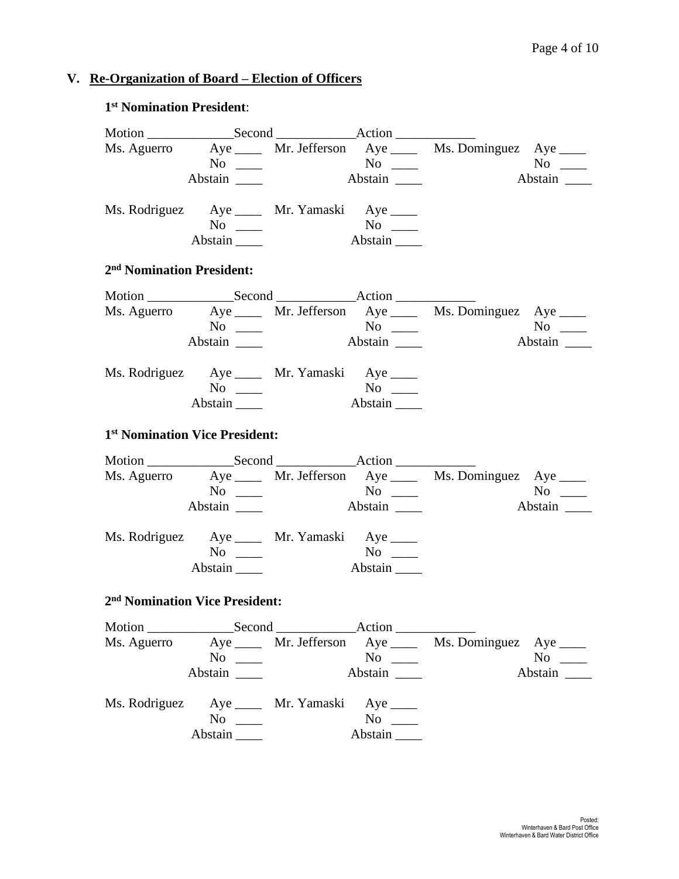## V. Re-Organization of Board – Election of Officers

### 1st Nomination President:

Motion _____________Second ____________Action ____________

| | | | | | |
|---|---|---|---|---|---|
| Ms. Aguerro | Aye ____ | Mr. Jefferson | Aye ____ | Ms. Dominguez | Aye ____ |
| | No ____ | | No ____ | | No ____ |
| | Abstain ____ | | Abstain ____ | | Abstain ____ |
| Ms. Rodriguez | Aye ____ | Mr. Yamaski | Aye ____ | | |
| | No ____ | | No ____ | | |
| | Abstain ____ | | Abstain ____ | | |

### 2nd Nomination President:

Motion _____________Second ____________Action ____________

| | | | | | |
|---|---|---|---|---|---|
| Ms. Aguerro | Aye ____ | Mr. Jefferson | Aye ____ | Ms. Dominguez | Aye ____ |
| | No ____ | | No ____ | | No ____ |
| | Abstain ____ | | Abstain ____ | | Abstain ____ |
| Ms. Rodriguez | Aye ____ | Mr. Yamaski | Aye ____ | | |
| | No ____ | | No ____ | | |
| | Abstain ____ | | Abstain ____ | | |

### 1st Nomination Vice President:

Motion _____________Second ____________Action ____________

| | | | | | |
|---|---|---|---|---|---|
| Ms. Aguerro | Aye ____ | Mr. Jefferson | Aye ____ | Ms. Dominguez | Aye ____ |
| | No ____ | | No ____ | | No ____ |
| | Abstain ____ | | Abstain ____ | | Abstain ____ |
| Ms. Rodriguez | Aye ____ | Mr. Yamaski | Aye ____ | | |
| | No ____ | | No ____ | | |
| | Abstain ____ | | Abstain ____ | | |

### 2nd Nomination Vice President:

Motion _____________Second ____________Action ____________

| | | | | | |
|---|---|---|---|---|---|
| Ms. Aguerro | Aye ____ | Mr. Jefferson | Aye ____ | Ms. Dominguez | Aye ____ |
| | No ____ | | No ____ | | No ____ |
| | Abstain ____ | | Abstain ____ | | Abstain ____ |
| Ms. Rodriguez | Aye ____ | Mr. Yamaski | Aye ____ | | |
| | No ____ | | No ____ | | |
| | Abstain ____ | | Abstain ____ | | |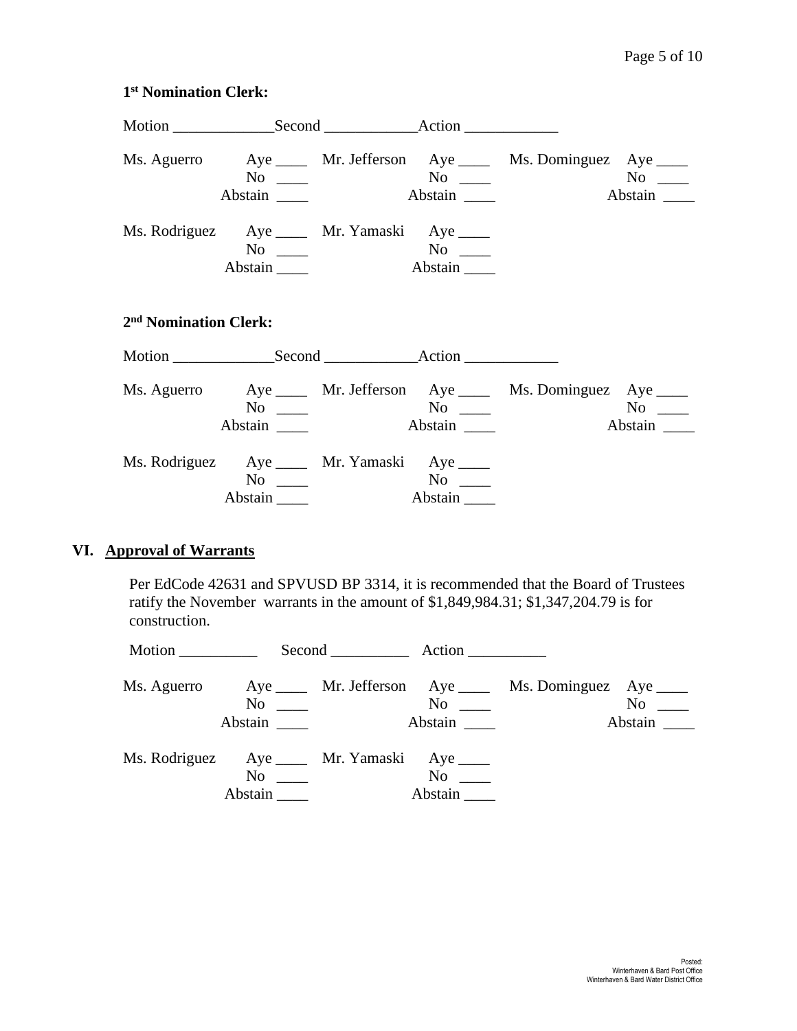**1st Nomination Clerk:**

Motion _____________Second ____________Action ____________

| | | | | | |
|---|---|---|---|---|---|
| Ms. Aguerro | Aye ____ | Mr. Jefferson | Aye ____ | Ms. Dominguez | Aye ____ |
| | No ____ | | No ____ | | No ____ |
| | Abstain ____ | | Abstain ____ | | Abstain ____ |
| Ms. Rodriguez | Aye ____ | Mr. Yamaski | Aye ____ | | |
| | No ____ | | No ____ | | |
| | Abstain ____ | | Abstain ____ | | |

**2nd Nomination Clerk:**

Motion _____________Second ____________Action ____________

| | | | | | |
|---|---|---|---|---|---|
| Ms. Aguerro | Aye ____ | Mr. Jefferson | Aye ____ | Ms. Dominguez | Aye ____ |
| | No ____ | | No ____ | | No ____ |
| | Abstain ____ | | Abstain ____ | | Abstain ____ |
| Ms. Rodriguez | Aye ____ | Mr. Yamaski | Aye ____ | | |
| | No ____ | | No ____ | | |
| | Abstain ____ | | Abstain ____ | | |

## VI. Approval of Warrants

Per EdCode 42631 and SPVUSD BP 3314, it is recommended that the Board of Trustees ratify the November warrants in the amount of $1,849,984.31; $1,347,204.79 is for construction.

Motion __________ Second __________ Action __________

| | | | | | |
|---|---|---|---|---|---|
| Ms. Aguerro | Aye ____ | Mr. Jefferson | Aye ____ | Ms. Dominguez | Aye ____ |
| | No ____ | | No ____ | | No ____ |
| | Abstain ____ | | Abstain ____ | | Abstain ____ |
| Ms. Rodriguez | Aye ____ | Mr. Yamaski | Aye ____ | | |
| | No ____ | | No ____ | | |
| | Abstain ____ | | Abstain ____ | | |

Posted:
Winterhaven & Bard Post Office
Winterhaven & Bard Water District Office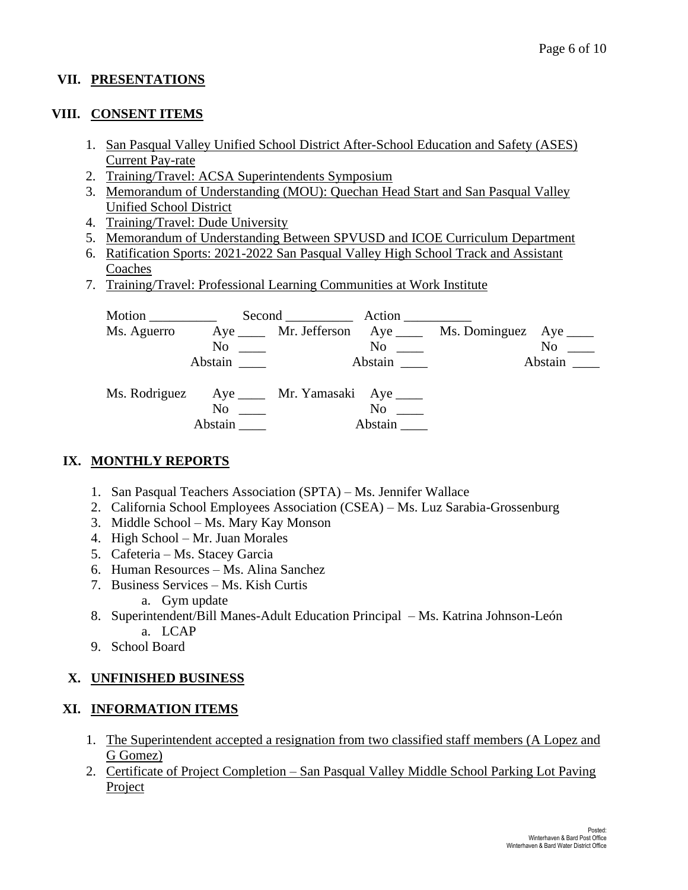## VII. PRESENTATIONS

## VIII. CONSENT ITEMS

1. San Pasqual Valley Unified School District After-School Education and Safety (ASES) Current Pay-rate
2. Training/Travel: ACSA Superintendents Symposium
3. Memorandum of Understanding (MOU): Quechan Head Start and San Pasqual Valley Unified School District
4. Training/Travel: Dude University
5. Memorandum of Understanding Between SPVUSD and ICOE Curriculum Department
6. Ratification Sports: 2021-2022 San Pasqual Valley High School Track and Assistant Coaches
7. Training/Travel: Professional Learning Communities at Work Institute

Motion __________ Second __________ Action __________

| | | | | | |
|---|---|---|---|---|---|
| Ms. Aguerro | Aye ____ | Mr. Jefferson | Aye ____ | Ms. Dominguez | Aye ____ |
| | No ____ | | No ____ | | No ____ |
| | Abstain ____ | | Abstain ____ | | Abstain ____ |
| Ms. Rodriguez | Aye ____ | Mr. Yamasaki | Aye ____ | | |
| | No ____ | | No ____ | | |
| | Abstain ____ | | Abstain ____ | | |

## IX. MONTHLY REPORTS

1. San Pasqual Teachers Association (SPTA) – Ms. Jennifer Wallace
2. California School Employees Association (CSEA) – Ms. Luz Sarabia-Grossenburg
3. Middle School – Ms. Mary Kay Monson
4. High School – Mr. Juan Morales
5. Cafeteria – Ms. Stacey Garcia
6. Human Resources – Ms. Alina Sanchez
7. Business Services – Ms. Kish Curtis
   a. Gym update
8. Superintendent/Bill Manes-Adult Education Principal – Ms. Katrina Johnson-León
   a. LCAP
9. School Board

## X. UNFINISHED BUSINESS

## XI. INFORMATION ITEMS

1. The Superintendent accepted a resignation from two classified staff members (A Lopez and G Gomez)
2. Certificate of Project Completion – San Pasqual Valley Middle School Parking Lot Paving Project

Posted:
Winterhaven & Bard Post Office
Winterhaven & Bard Water District Office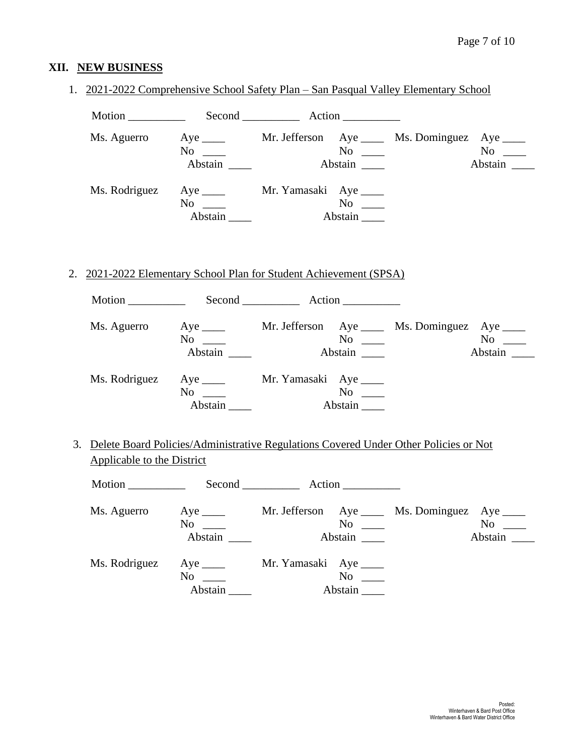## XII. NEW BUSINESS

1. 2021-2022 Comprehensive School Safety Plan – San Pasqual Valley Elementary School

Motion __________ Second __________ Action __________

| | | | | | |
|---|---|---|---|---|---|
| Ms. Aguerro | Aye ____<br>No ____<br>Abstain ____ | Mr. Jefferson | Aye ____<br>No ____<br>Abstain ____ | Ms. Dominguez | Aye ____<br>No ____<br>Abstain ____ |
| Ms. Rodriguez | Aye ____<br>No ____<br>Abstain ____ | Mr. Yamasaki | Aye ____<br>No ____<br>Abstain ____ | | |

2. 2021-2022 Elementary School Plan for Student Achievement (SPSA)

Motion __________ Second __________ Action __________

| | | | | | |
|---|---|---|---|---|---|
| Ms. Aguerro | Aye ____<br>No ____<br>Abstain ____ | Mr. Jefferson | Aye ____<br>No ____<br>Abstain ____ | Ms. Dominguez | Aye ____<br>No ____<br>Abstain ____ |
| Ms. Rodriguez | Aye ____<br>No ____<br>Abstain ____ | Mr. Yamasaki | Aye ____<br>No ____<br>Abstain ____ | | |

3. Delete Board Policies/Administrative Regulations Covered Under Other Policies or Not Applicable to the District

Motion __________ Second __________ Action __________

| | | | | | |
|---|---|---|---|---|---|
| Ms. Aguerro | Aye ____<br>No ____<br>Abstain ____ | Mr. Jefferson | Aye ____<br>No ____<br>Abstain ____ | Ms. Dominguez | Aye ____<br>No ____<br>Abstain ____ |
| Ms. Rodriguez | Aye ____<br>No ____<br>Abstain ____ | Mr. Yamasaki | Aye ____<br>No ____<br>Abstain ____ | | |

Posted:
Winterhaven & Bard Post Office
Winterhaven & Bard Water District Office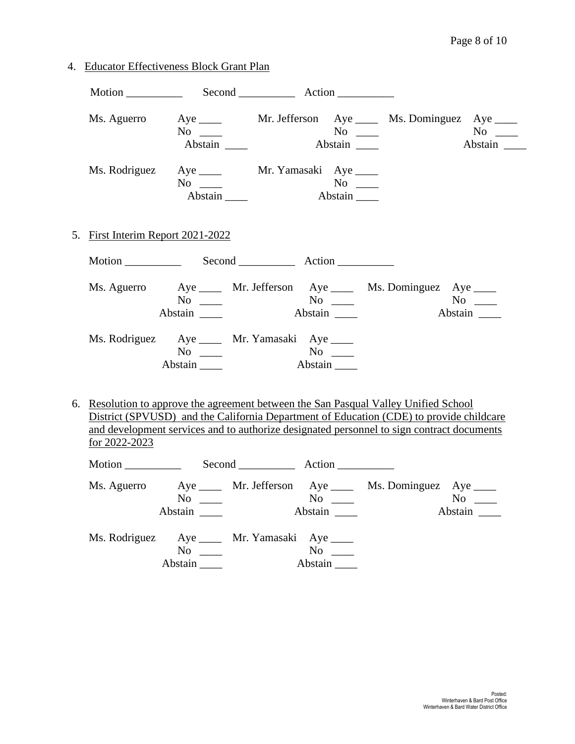4. Educator Effectiveness Block Grant Plan

Motion __________ Second __________ Action __________

Ms. Aguerro Aye ____ No ____ Abstain ____
Mr. Jefferson Aye ____ No ____ Abstain ____
Ms. Dominguez Aye ____ No ____ Abstain ____

Ms. Rodriguez Aye ____ No ____ Abstain ____
Mr. Yamasaki Aye ____ No ____ Abstain ____

5. First Interim Report 2021-2022

Motion __________ Second __________ Action __________

Ms. Aguerro Aye ____ No ____ Abstain ____
Mr. Jefferson Aye ____ No ____ Abstain ____
Ms. Dominguez Aye ____ No ____ Abstain ____

Ms. Rodriguez Aye ____ No ____ Abstain ____
Mr. Yamasaki Aye ____ No ____ Abstain ____

6. Resolution to approve the agreement between the San Pasqual Valley Unified School District (SPVUSD) and the California Department of Education (CDE) to provide childcare and development services and to authorize designated personnel to sign contract documents for 2022-2023

Motion __________ Second __________ Action __________

Ms. Aguerro Aye ____ No ____ Abstain ____
Mr. Jefferson Aye ____ No ____ Abstain ____
Ms. Dominguez Aye ____ No ____ Abstain ____

Ms. Rodriguez Aye ____ No ____ Abstain ____
Mr. Yamasaki Aye ____ No ____ Abstain ____

Posted:
Winterhaven & Bard Post Office
Winterhaven & Bard Water District Office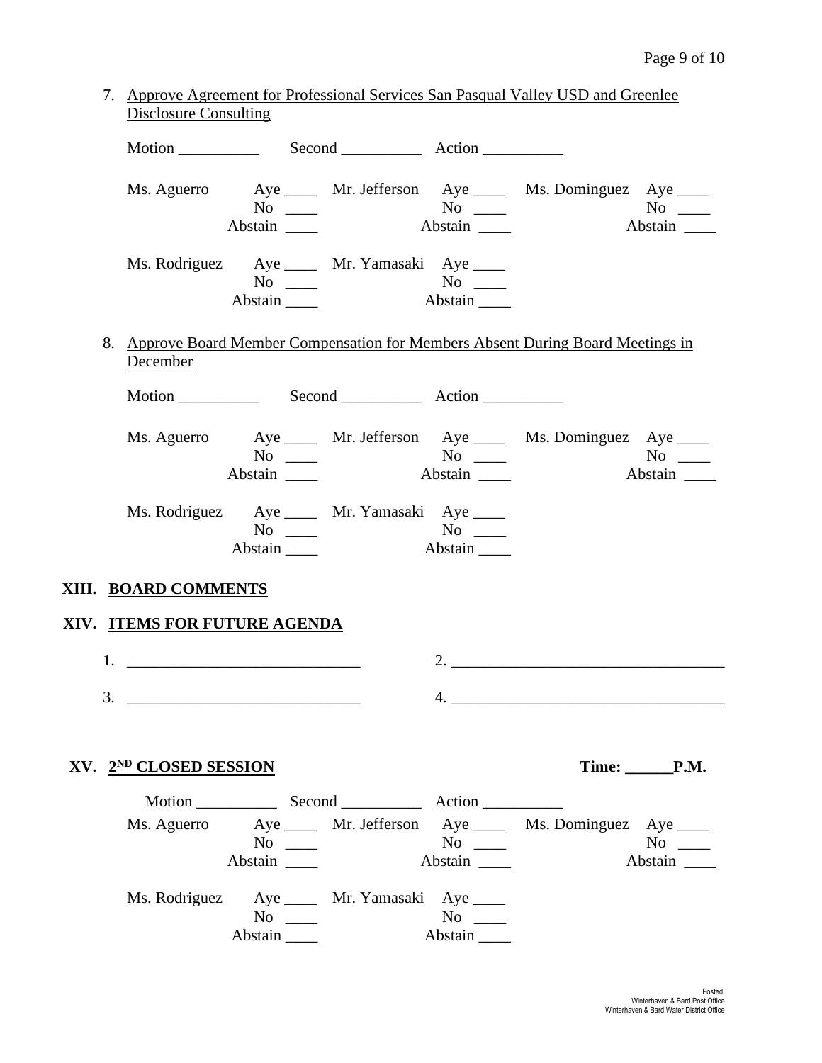7. Approve Agreement for Professional Services San Pasqual Valley USD and Greenlee Disclosure Consulting

Motion __________ Second __________ Action __________

| | | | | | |
|---|---|---|---|---|---|
| Ms. Aguerro | Aye ____ | Mr. Jefferson | Aye ____ | Ms. Dominguez | Aye ____ |
| | No ____ | | No ____ | | No ____ |
| | Abstain ____ | | Abstain ____ | | Abstain ____ |
| Ms. Rodriguez | Aye ____ | Mr. Yamasaki | Aye ____ | | |
| | No ____ | | No ____ | | |
| | Abstain ____ | | Abstain ____ | | |

8. Approve Board Member Compensation for Members Absent During Board Meetings in December

Motion __________ Second __________ Action __________

| | | | | | |
|---|---|---|---|---|---|
| Ms. Aguerro | Aye ____ | Mr. Jefferson | Aye ____ | Ms. Dominguez | Aye ____ |
| | No ____ | | No ____ | | No ____ |
| | Abstain ____ | | Abstain ____ | | Abstain ____ |
| Ms. Rodriguez | Aye ____ | Mr. Yamasaki | Aye ____ | | |
| | No ____ | | No ____ | | |
| | Abstain ____ | | Abstain ____ | | |

## XIII. BOARD COMMENTS

## XIV. ITEMS FOR FUTURE AGENDA

1. ____________________________ 2. ____________________________

3. ____________________________ 4. ____________________________

## XV. 2ND CLOSED SESSION

**Time: ______P.M.**

Motion __________ Second __________ Action __________

| | | | | | |
|---|---|---|---|---|---|
| Ms. Aguerro | Aye ____ | Mr. Jefferson | Aye ____ | Ms. Dominguez | Aye ____ |
| | No ____ | | No ____ | | No ____ |
| | Abstain ____ | | Abstain ____ | | Abstain ____ |
| Ms. Rodriguez | Aye ____ | Mr. Yamasaki | Aye ____ | | |
| | No ____ | | No ____ | | |
| | Abstain ____ | | Abstain ____ | | |

Posted:
Winterhaven & Bard Post Office
Winterhaven & Bard Water District Office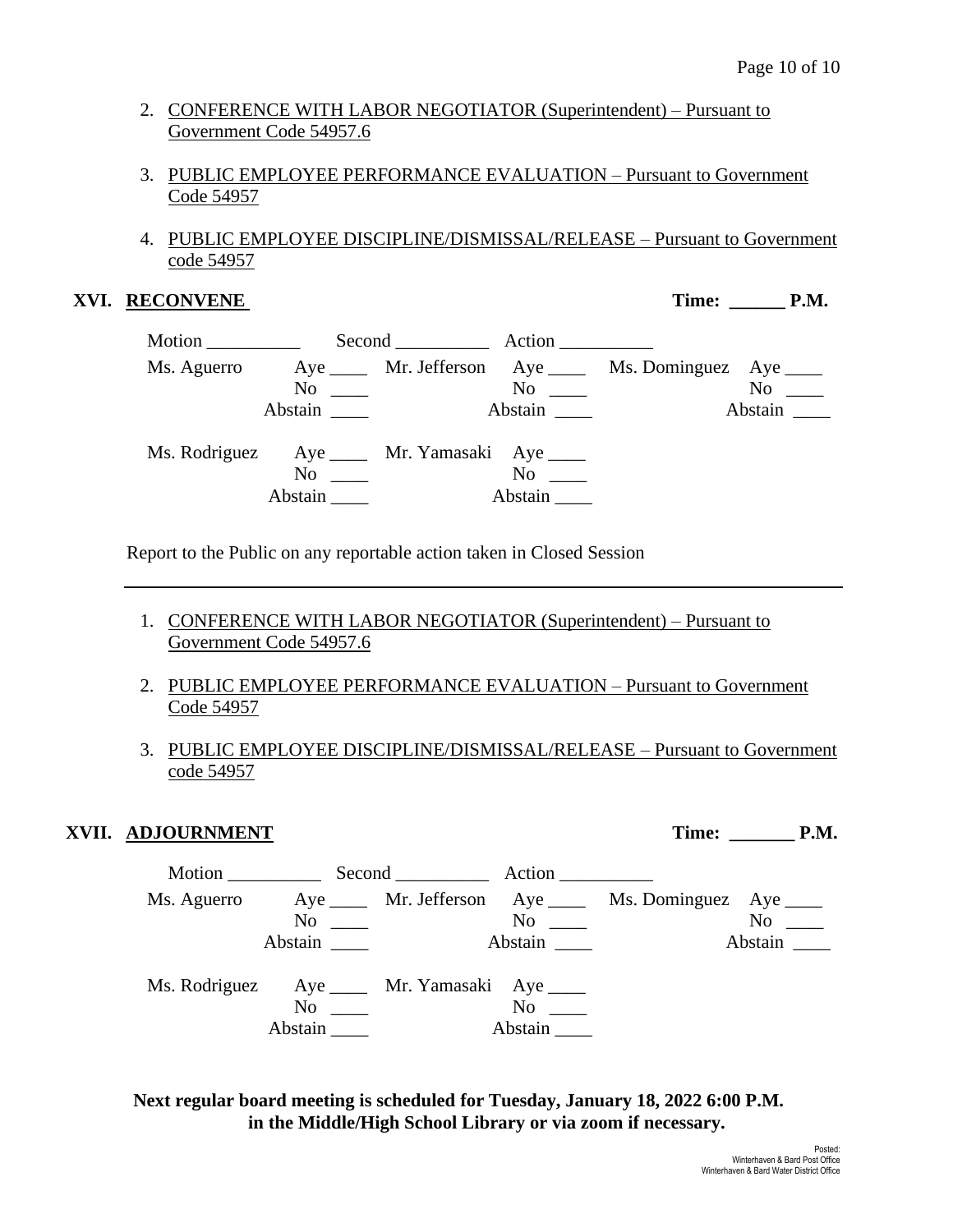2. CONFERENCE WITH LABOR NEGOTIATOR (Superintendent) – Pursuant to Government Code 54957.6

3. PUBLIC EMPLOYEE PERFORMANCE EVALUATION – Pursuant to Government Code 54957

4. PUBLIC EMPLOYEE DISCIPLINE/DISMISSAL/RELEASE – Pursuant to Government code 54957

## XVI. RECONVENE **Time: ______ P.M.**

Motion __________ Second __________ Action __________

| | | | | | |
|---|---|---|---|---|---|
| Ms. Aguerro | Aye ____ No ____ Abstain ____ | Mr. Jefferson | Aye ____ No ____ Abstain ____ | Ms. Dominguez | Aye ____ No ____ Abstain ____ |
| Ms. Rodriguez | Aye ____ No ____ Abstain ____ | Mr. Yamasaki | Aye ____ No ____ Abstain ____ | | |

Report to the Public on any reportable action taken in Closed Session

---

1. CONFERENCE WITH LABOR NEGOTIATOR (Superintendent) – Pursuant to Government Code 54957.6

2. PUBLIC EMPLOYEE PERFORMANCE EVALUATION – Pursuant to Government Code 54957

3. PUBLIC EMPLOYEE DISCIPLINE/DISMISSAL/RELEASE – Pursuant to Government code 54957

## XVII. ADJOURNMENT **Time: _______ P.M.**

Motion __________ Second __________ Action __________

| | | | | | |
|---|---|---|---|---|---|
| Ms. Aguerro | Aye ____ No ____ Abstain ____ | Mr. Jefferson | Aye ____ No ____ Abstain ____ | Ms. Dominguez | Aye ____ No ____ Abstain ____ |
| Ms. Rodriguez | Aye ____ No ____ Abstain ____ | Mr. Yamasaki | Aye ____ No ____ Abstain ____ | | |

**Next regular board meeting is scheduled for Tuesday, January 18, 2022 6:00 P.M. in the Middle/High School Library or via zoom if necessary.**

Posted:
Winterhaven & Bard Post Office
Winterhaven & Bard Water District Office